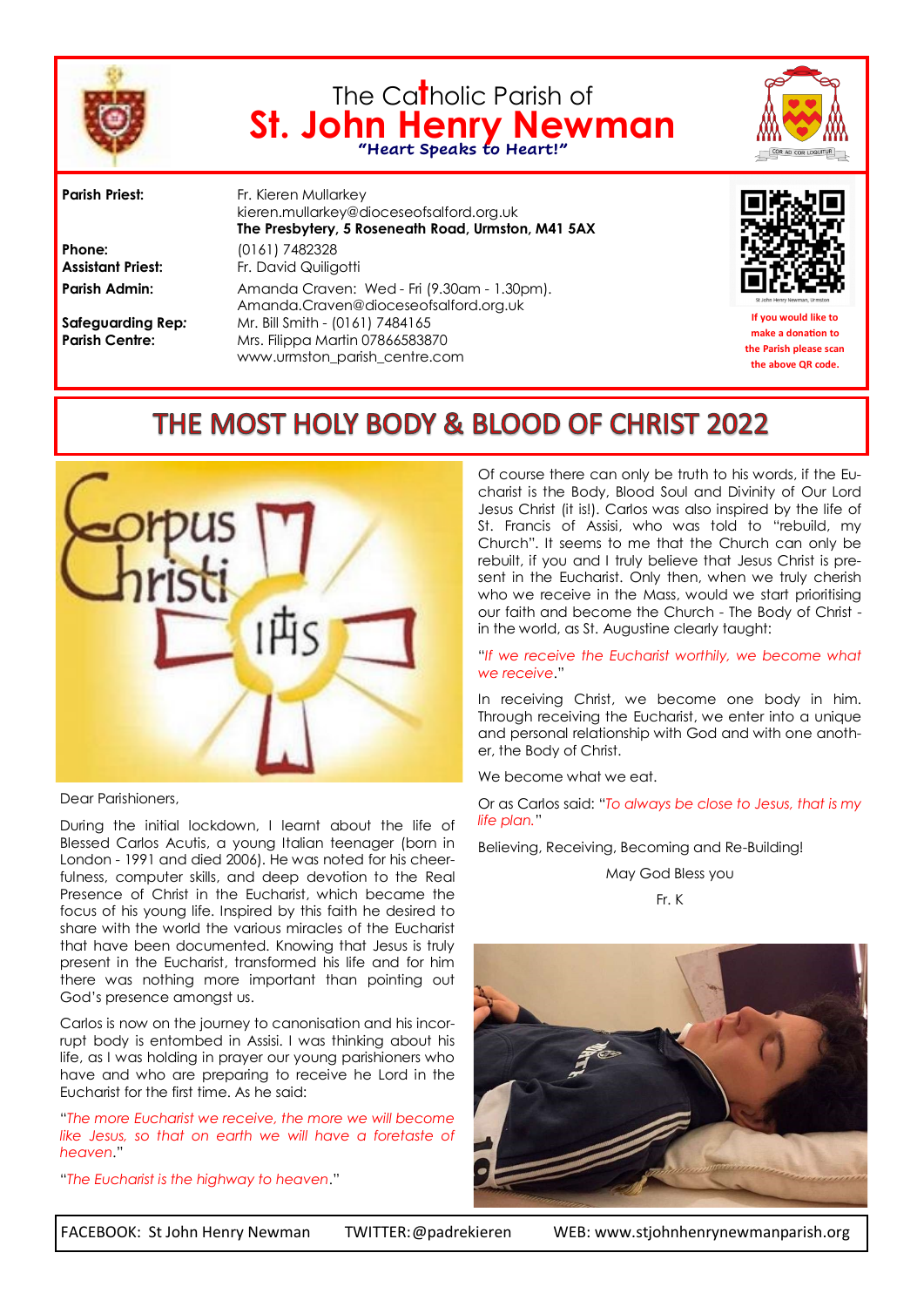# The Catholic Parish of St. John Henry Newman

**"Heart Speaks to Heart!"**

| | |
|---|---|
| **Parish Priest:** | Fr. Kieren Mullarkey<br>kieren.mullarkey@dioceseofsalford.org.uk<br>**The Presbytery, 5 Roseneath Road, Urmston, M41 5AX** |
| **Phone:** | (0161) 7482328 |
| **Assistant Priest:** | Fr. David Quiligotti |
| **Parish Admin:** | Amanda Craven: Wed - Fri (9.30am - 1.30pm).<br>Amanda.Craven@dioceseofsalford.org.uk |
| **Safeguarding Rep:** | Mr. Bill Smith - (0161) 7484165 |
| **Parish Centre:** | Mrs. Filippa Martin 07866583870<br>www.urmston_parish_centre.com |

**If you would like to make a donation to the Parish please scan the above QR code.**

## THE MOST HOLY BODY & BLOOD OF CHRIST 2022

Dear Parishioners,

During the initial lockdown, I learnt about the life of Blessed Carlos Acutis, a young Italian teenager (born in London - 1991 and died 2006). He was noted for his cheerfulness, computer skills, and deep devotion to the Real Presence of Christ in the Eucharist, which became the focus of his young life. Inspired by this faith he desired to share with the world the various miracles of the Eucharist that have been documented. Knowing that Jesus is truly present in the Eucharist, transformed his life and for him there was nothing more important than pointing out God's presence amongst us.

Carlos is now on the journey to canonisation and his incorrupt body is entombed in Assisi. I was thinking about his life, as I was holding in prayer our young parishioners who have and who are preparing to receive he Lord in the Eucharist for the first time. As he said:

"*The more Eucharist we receive, the more we will become like Jesus, so that on earth we will have a foretaste of heaven*."

"*The Eucharist is the highway to heaven*."

Of course there can only be truth to his words, if the Eucharist is the Body, Blood Soul and Divinity of Our Lord Jesus Christ (it is!). Carlos was also inspired by the life of St. Francis of Assisi, who was told to "rebuild, my Church". It seems to me that the Church can only be rebuilt, if you and I truly believe that Jesus Christ is present in the Eucharist. Only then, when we truly cherish who we receive in the Mass, would we start prioritising our faith and become the Church - The Body of Christ - in the world, as St. Augustine clearly taught:

"*If we receive the Eucharist worthily, we become what we receive*."

In receiving Christ, we become one body in him. Through receiving the Eucharist, we enter into a unique and personal relationship with God and with one another, the Body of Christ.

We become what we eat.

Or as Carlos said: "*To always be close to Jesus, that is my life plan.*"

Believing, Receiving, Becoming and Re-Building!

May God Bless you

Fr. K

FACEBOOK: St John Henry Newman TWITTER: @padrekieren WEB: www.stjohnhenrynewmanparish.org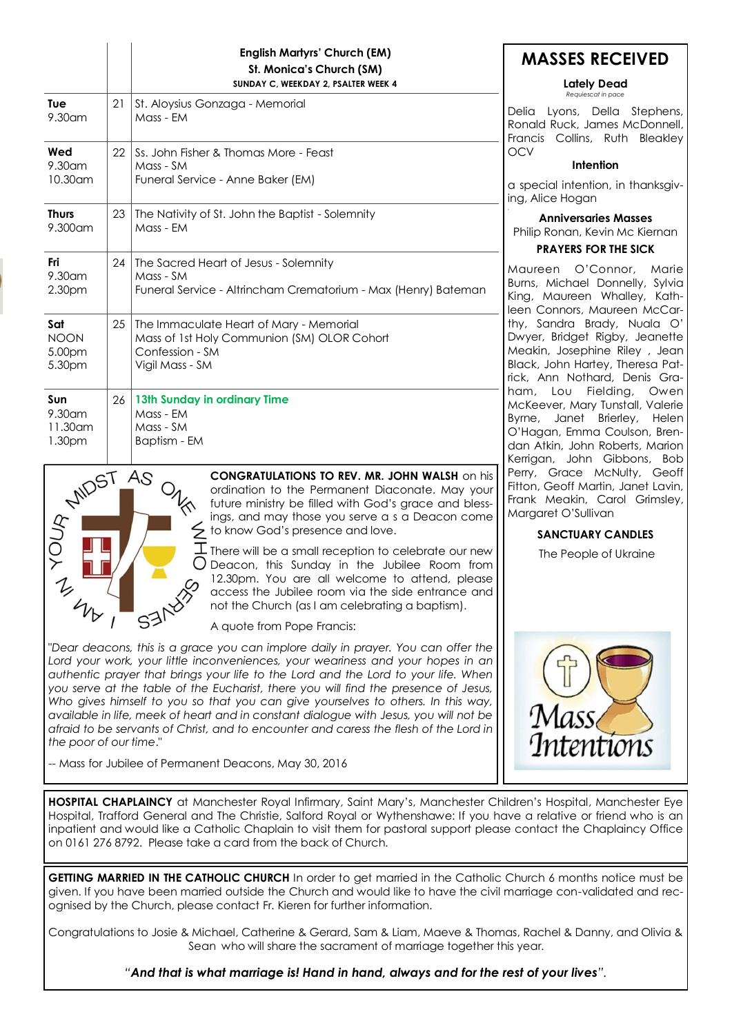| | | English Martyrs' Church (EM)<br>St. Monica's Church (SM)<br>SUNDAY C, WEEKDAY 2, PSALTER WEEK 4 |
|---|---|---|
| **Tue**<br>9.30am | 21 | St. Aloysius Gonzaga - Memorial<br>Mass - EM |
| **Wed**<br>9.30am<br>10.30am | 22 | Ss. John Fisher & Thomas More - Feast<br>Mass - SM<br>Funeral Service - Anne Baker (EM) |
| **Thurs**<br>9.300am | 23 | The Nativity of St. John the Baptist - Solemnity<br>Mass - EM |
| **Fri**<br>9.30am<br>2.30pm | 24 | The Sacred Heart of Jesus - Solemnity<br>Mass - SM<br>Funeral Service - Altrincham Crematorium - Max (Henry) Bateman |
| **Sat**<br>NOON<br>5.00pm<br>5.30pm | 25 | The Immaculate Heart of Mary - Memorial<br>Mass of 1st Holy Communion (SM) OLOR Cohort<br>Confession - SM<br>Vigil Mass - SM |
| **Sun**<br>9.30am<br>11.30am<br>1.30pm | 26 | **13th Sunday in ordinary Time**<br>Mass - EM<br>Mass - SM<br>Baptism - EM |

**CONGRATULATIONS TO REV. MR. JOHN WALSH** on his ordination to the Permanent Diaconate. May your future ministry be filled with God's grace and blessings, and may those you serve a s a Deacon come to know God's presence and love.

There will be a small reception to celebrate our new Deacon, this Sunday in the Jubilee Room from 12.30pm. You are all welcome to attend, please access the Jubilee room via the side entrance and not the Church (as I am celebrating a baptism).

A quote from Pope Francis:

*"Dear deacons, this is a grace you can implore daily in prayer. You can offer the Lord your work, your little inconveniences, your weariness and your hopes in an authentic prayer that brings your life to the Lord and the Lord to your life. When you serve at the table of the Eucharist, there you will find the presence of Jesus, Who gives himself to you so that you can give yourselves to others. In this way, available in life, meek of heart and in constant dialogue with Jesus, you will not be afraid to be servants of Christ, and to encounter and caress the flesh of the Lord in the poor of our time."*

-- Mass for Jubilee of Permanent Deacons, May 30, 2016

## MASSES RECEIVED

**Lately Dead**

*Requiescat in pace*

Delia Lyons, Della Stephens, Ronald Ruck, James McDonnell, Francis Collins, Ruth Bleakley OCV

**Intention**

a special intention, in thanksgiving, Alice Hogan

**Anniversaries Masses**

Philip Ronan, Kevin Mc Kiernan

**PRAYERS FOR THE SICK**

Maureen O'Connor, Marie Burns, Michael Donnelly, Sylvia King, Maureen Whalley, Kathleen Connors, Maureen McCarthy, Sandra Brady, Nuala O' Dwyer, Bridget Rigby, Jeanette Meakin, Josephine Riley , Jean Black, John Hartey, Theresa Patrick, Ann Nothard, Denis Graham, Lou Fielding, Owen McKeever, Mary Tunstall, Valerie Byrne, Janet Brierley, Helen O'Hagan, Emma Coulson, Brendan Atkin, John Roberts, Marion Kerrigan, John Gibbons, Bob Perry, Grace McNulty, Geoff Fitton, Geoff Martin, Janet Lavin, Frank Meakin, Carol Grimsley, Margaret O'Sullivan

**SANCTUARY CANDLES**

The People of Ukraine

**HOSPITAL CHAPLAINCY** at Manchester Royal Infirmary, Saint Mary's, Manchester Children's Hospital, Manchester Eye Hospital, Trafford General and The Christie, Salford Royal or Wythenshawe: If you have a relative or friend who is an inpatient and would like a Catholic Chaplain to visit them for pastoral support please contact the Chaplaincy Office on 0161 276 8792. Please take a card from the back of Church.

**GETTING MARRIED IN THE CATHOLIC CHURCH** In order to get married in the Catholic Church 6 months notice must be given. If you have been married outside the Church and would like to have the civil marriage con-validated and recognised by the Church, please contact Fr. Kieren for further information.

Congratulations to Josie & Michael, Catherine & Gerard, Sam & Liam, Maeve & Thomas, Rachel & Danny, and Olivia & Sean who will share the sacrament of marriage together this year.

*"**And that is what marriage is! Hand in hand, always and for the rest of your lives**".*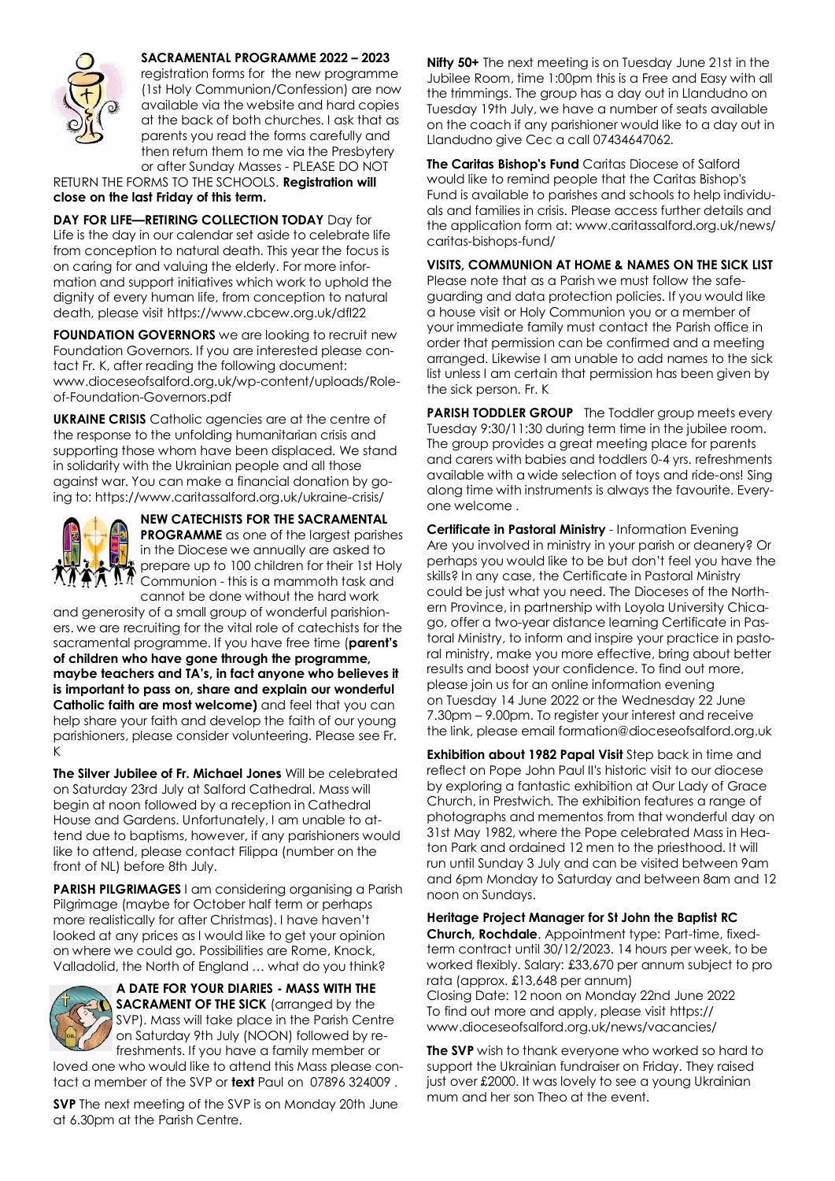**SACRAMENTAL PROGRAMME 2022 – 2023** registration forms for the new programme (1st Holy Communion/Confession) are now available via the website and hard copies at the back of both churches. I ask that as parents you read the forms carefully and then return them to me via the Presbytery or after Sunday Masses - PLEASE DO NOT RETURN THE FORMS TO THE SCHOOLS. **Registration will close on the last Friday of this term.**

**DAY FOR LIFE—RETIRING COLLECTION TODAY** Day for Life is the day in our calendar set aside to celebrate life from conception to natural death. This year the focus is on caring for and valuing the elderly. For more information and support initiatives which work to uphold the dignity of every human life, from conception to natural death, please visit https://www.cbcew.org.uk/dfl22

**FOUNDATION GOVERNORS** we are looking to recruit new Foundation Governors. If you are interested please contact Fr. K, after reading the following document: www.dioceseofsalford.org.uk/wp-content/uploads/Role-of-Foundation-Governors.pdf

**UKRAINE CRISIS** Catholic agencies are at the centre of the response to the unfolding humanitarian crisis and supporting those whom have been displaced. We stand in solidarity with the Ukrainian people and all those against war. You can make a financial donation by going to: https://www.caritassalford.org.uk/ukraine-crisis/

**NEW CATECHISTS FOR THE SACRAMENTAL PROGRAMME** as one of the largest parishes in the Diocese we annually are asked to prepare up to 100 children for their 1st Holy Communion - this is a mammoth task and cannot be done without the hard work and generosity of a small group of wonderful parishioners. we are recruiting for the vital role of catechists for the sacramental programme. If you have free time (**parent's of children who have gone through the programme, maybe teachers and TA's, in fact anyone who believes it is important to pass on, share and explain our wonderful Catholic faith are most welcome)** and feel that you can help share your faith and develop the faith of our young parishioners, please consider volunteering. Please see Fr. K

**The Silver Jubilee of Fr. Michael Jones** Will be celebrated on Saturday 23rd July at Salford Cathedral. Mass will begin at noon followed by a reception in Cathedral House and Gardens. Unfortunately, I am unable to attend due to baptisms, however, if any parishioners would like to attend, please contact Filippa (number on the front of NL) before 8th July.

**PARISH PILGRIMAGES** I am considering organising a Parish Pilgrimage (maybe for October half term or perhaps more realistically for after Christmas). I have haven't looked at any prices as I would like to get your opinion on where we could go. Possibilities are Rome, Knock, Valladolid, the North of England … what do you think?

**A DATE FOR YOUR DIARIES - MASS WITH THE SACRAMENT OF THE SICK** (arranged by the SVP). Mass will take place in the Parish Centre on Saturday 9th July (NOON) followed by refreshments. If you have a family member or loved one who would like to attend this Mass please contact a member of the SVP or **text** Paul on 07896 324009 .

**SVP** The next meeting of the SVP is on Monday 20th June at 6.30pm at the Parish Centre.

**Nifty 50+** The next meeting is on Tuesday June 21st in the Jubilee Room, time 1:00pm this is a Free and Easy with all the trimmings. The group has a day out in Llandudno on Tuesday 19th July, we have a number of seats available on the coach if any parishioner would like to a day out in Llandudno give Cec a call 07434647062.

**The Caritas Bishop's Fund** Caritas Diocese of Salford would like to remind people that the Caritas Bishop's Fund is available to parishes and schools to help individuals and families in crisis. Please access further details and the application form at: www.caritassalford.org.uk/news/caritas-bishops-fund/

**VISITS, COMMUNION AT HOME & NAMES ON THE SICK LIST** Please note that as a Parish we must follow the safeguarding and data protection policies. If you would like a house visit or Holy Communion you or a member of your immediate family must contact the Parish office in order that permission can be confirmed and a meeting arranged. Likewise I am unable to add names to the sick list unless I am certain that permission has been given by the sick person. Fr. K

**PARISH TODDLER GROUP** The Toddler group meets every Tuesday 9:30/11:30 during term time in the jubilee room. The group provides a great meeting place for parents and carers with babies and toddlers 0-4 yrs. refreshments available with a wide selection of toys and ride-ons! Sing along time with instruments is always the favourite. Everyone welcome .

**Certificate in Pastoral Ministry** - Information Evening
Are you involved in ministry in your parish or deanery? Or perhaps you would like to be but don't feel you have the skills? In any case, the Certificate in Pastoral Ministry could be just what you need. The Dioceses of the Northern Province, in partnership with Loyola University Chicago, offer a two-year distance learning Certificate in Pastoral Ministry, to inform and inspire your practice in pastoral ministry, make you more effective, bring about better results and boost your confidence. To find out more, please join us for an online information evening on Tuesday 14 June 2022 or the Wednesday 22 June 7.30pm – 9.00pm. To register your interest and receive the link, please email formation@dioceseofsalford.org.uk

**Exhibition about 1982 Papal Visit** Step back in time and reflect on Pope John Paul II's historic visit to our diocese by exploring a fantastic exhibition at Our Lady of Grace Church, in Prestwich. The exhibition features a range of photographs and mementos from that wonderful day on 31st May 1982, where the Pope celebrated Mass in Heaton Park and ordained 12 men to the priesthood. It will run until Sunday 3 July and can be visited between 9am and 6pm Monday to Saturday and between 8am and 12 noon on Sundays.

**Heritage Project Manager for St John the Baptist RC Church, Rochdale**. Appointment type: Part-time, fixed-term contract until 30/12/2023. 14 hours per week, to be worked flexibly. Salary: £33,670 per annum subject to pro rata (approx. £13,648 per annum)
Closing Date: 12 noon on Monday 22nd June 2022
To find out more and apply, please visit https://www.dioceseofsalford.org.uk/news/vacancies/

**The SVP** wish to thank everyone who worked so hard to support the Ukrainian fundraiser on Friday. They raised just over £2000. It was lovely to see a young Ukrainian mum and her son Theo at the event.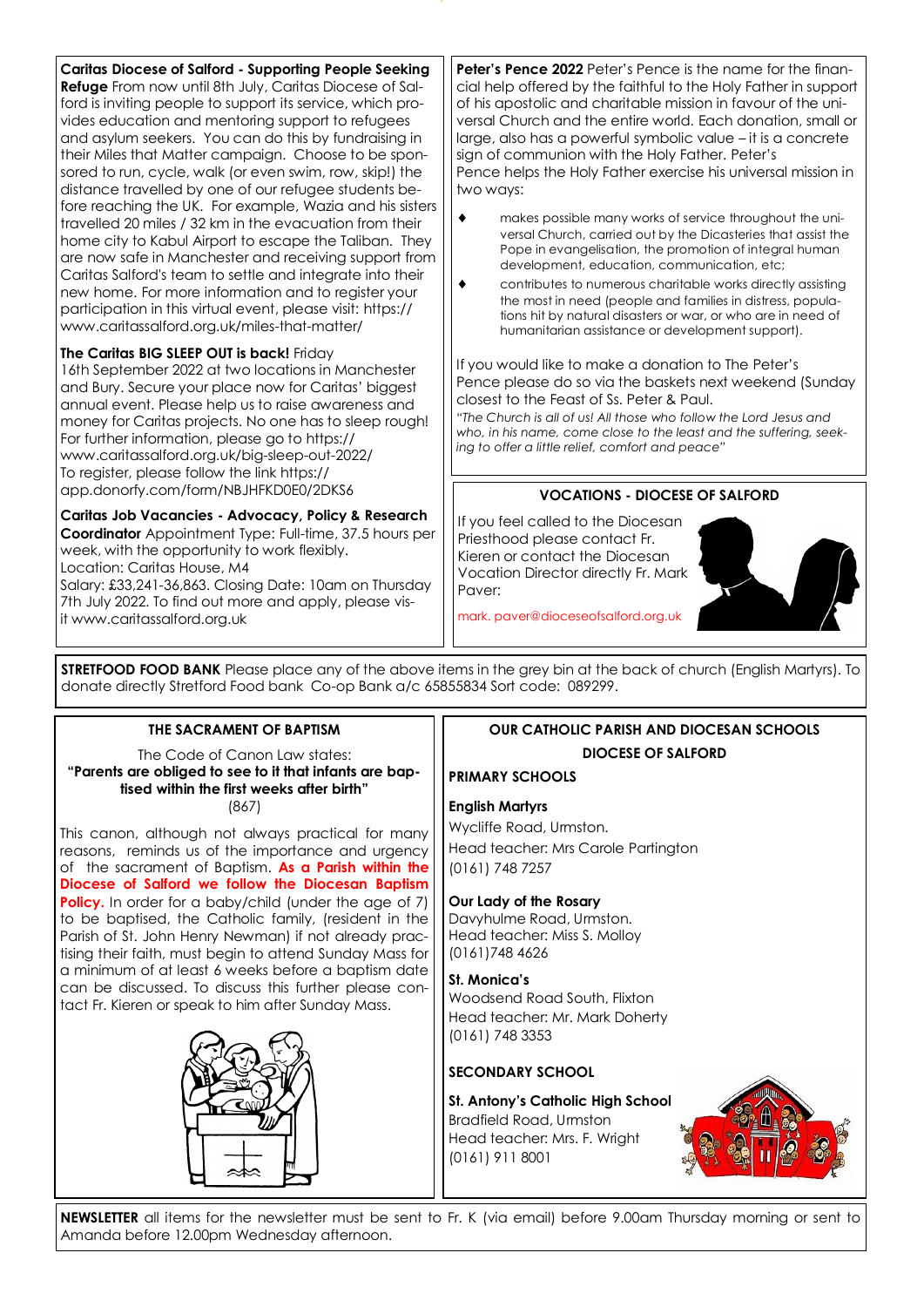**Caritas Diocese of Salford - Supporting People Seeking Refuge** From now until 8th July, Caritas Diocese of Salford is inviting people to support its service, which provides education and mentoring support to refugees and asylum seekers. You can do this by fundraising in their Miles that Matter campaign. Choose to be sponsored to run, cycle, walk (or even swim, row, skip!) the distance travelled by one of our refugee students before reaching the UK. For example, Wazia and his sisters travelled 20 miles / 32 km in the evacuation from their home city to Kabul Airport to escape the Taliban. They are now safe in Manchester and receiving support from Caritas Salford's team to settle and integrate into their new home. For more information and to register your participation in this virtual event, please visit: https://www.caritassalford.org.uk/miles-that-matter/

**The Caritas BIG SLEEP OUT is back!** Friday 16th September 2022 at two locations in Manchester and Bury. Secure your place now for Caritas' biggest annual event. Please help us to raise awareness and money for Caritas projects. No one has to sleep rough! For further information, please go to https://www.caritassalford.org.uk/big-sleep-out-2022/ To register, please follow the link https://app.donorfy.com/form/NBJHFKD0E0/2DKS6

**Caritas Job Vacancies - Advocacy, Policy & Research Coordinator** Appointment Type: Full-time, 37.5 hours per week, with the opportunity to work flexibly.
Location: Caritas House, M4
Salary: £33,241-36,863. Closing Date: 10am on Thursday 7th July 2022. To find out more and apply, please visit www.caritassalford.org.uk

**Peter's Pence 2022** Peter's Pence is the name for the financial help offered by the faithful to the Holy Father in support of his apostolic and charitable mission in favour of the universal Church and the entire world. Each donation, small or large, also has a powerful symbolic value – it is a concrete sign of communion with the Holy Father. Peter's Pence helps the Holy Father exercise his universal mission in two ways:

- makes possible many works of service throughout the universal Church, carried out by the Dicasteries that assist the Pope in evangelisation, the promotion of integral human development, education, communication, etc;
- contributes to numerous charitable works directly assisting the most in need (people and families in distress, populations hit by natural disasters or war, or who are in need of humanitarian assistance or development support).

If you would like to make a donation to The Peter's Pence please do so via the baskets next weekend (Sunday closest to the Feast of Ss. Peter & Paul.

*"The Church is all of us! All those who follow the Lord Jesus and who, in his name, come close to the least and the suffering, seeking to offer a little relief, comfort and peace"*

## VOCATIONS - DIOCESE OF SALFORD

If you feel called to the Diocesan Priesthood please contact Fr. Kieren or contact the Diocesan Vocation Director directly Fr. Mark Paver:

mark. paver@dioceseofsalford.org.uk

**STRETFOOD FOOD BANK** Please place any of the above items in the grey bin at the back of church (English Martyrs). To donate directly Stretford Food bank Co-op Bank a/c 65855834 Sort code: 089299.

## THE SACRAMENT OF BAPTISM

The Code of Canon Law states:

**"Parents are obliged to see to it that infants are baptised within the first weeks after birth"**
(867)

This canon, although not always practical for many reasons, reminds us of the importance and urgency of the sacrament of Baptism. **As a Parish within the Diocese of Salford we follow the Diocesan Baptism Policy.** In order for a baby/child (under the age of 7) to be baptised, the Catholic family, (resident in the Parish of St. John Henry Newman) if not already practising their faith, must begin to attend Sunday Mass for a minimum of at least 6 weeks before a baptism date can be discussed. To discuss this further please contact Fr. Kieren or speak to him after Sunday Mass.

## OUR CATHOLIC PARISH AND DIOCESAN SCHOOLS

## DIOCESE OF SALFORD

### PRIMARY SCHOOLS

**English Martyrs**
Wycliffe Road, Urmston.
Head teacher: Mrs Carole Partington
(0161) 748 7257

**Our Lady of the Rosary**
Davyhulme Road, Urmston.
Head teacher: Miss S. Molloy
(0161)748 4626

**St. Monica's**
Woodsend Road South, Flixton
Head teacher: Mr. Mark Doherty
(0161) 748 3353

### SECONDARY SCHOOL

**St. Antony's Catholic High School**
Bradfield Road, Urmston
Head teacher: Mrs. F. Wright
(0161) 911 8001

**NEWSLETTER** all items for the newsletter must be sent to Fr. K (via email) before 9.00am Thursday morning or sent to Amanda before 12.00pm Wednesday afternoon.